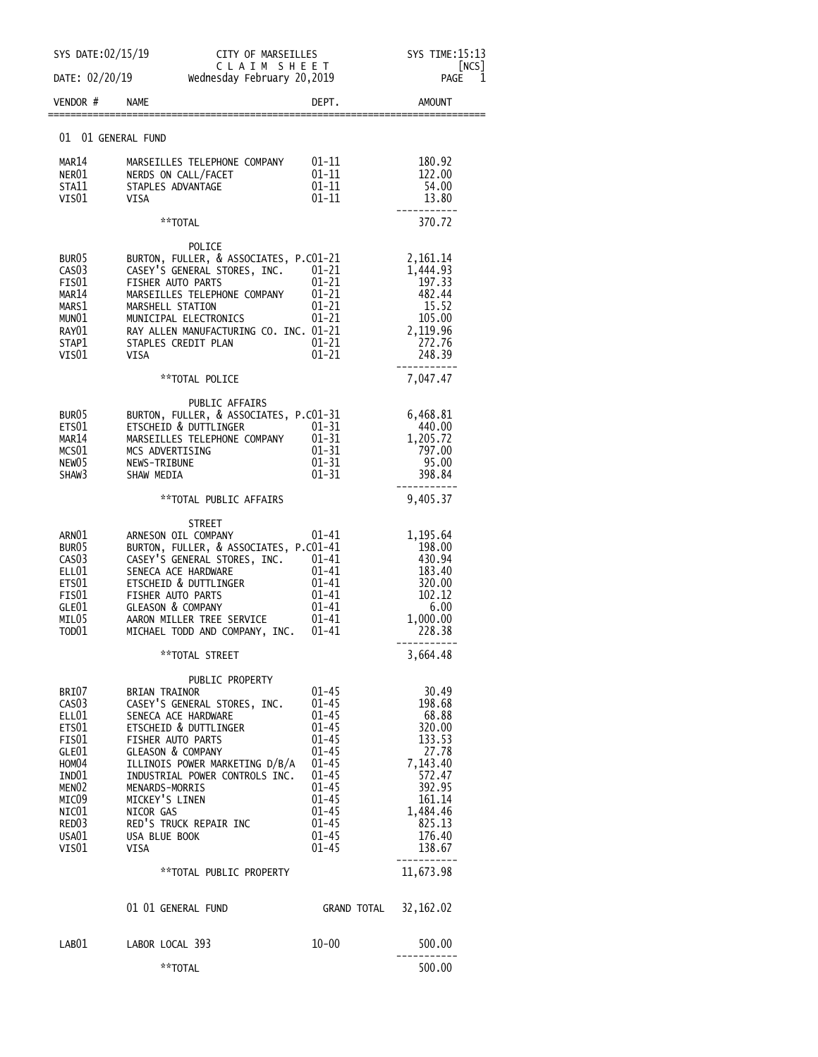SYS DATE:02/15/19 CITY OF MARSEILLES SYS TIME:15:13

CLAIM SHEET [NCS]

DATE: 02/20/19 Wednesday February 20,2019

| VENDOR # | NAME | DEPT. | AMOUNT |
|---|---|---|---|
| 01 01 GENERAL FUND | | | |
| MAR14 | MARSEILLES TELEPHONE COMPANY | 01-11 | 180.92 |
| NER01 | NERDS ON CALL/FACET | 01-11 | 122.00 |
| STA11 | STAPLES ADVANTAGE | 01-11 | 54.00 |
| VIS01 | VISA | 01-11 | 13.80 |
| | **TOTAL | | 370.72 |
| | POLICE | | |
| BUR05 | BURTON, FULLER, & ASSOCIATES, P.C | 01-21 | 2,161.14 |
| CAS03 | CASEY'S GENERAL STORES, INC. | 01-21 | 1,444.93 |
| FIS01 | FISHER AUTO PARTS | 01-21 | 197.33 |
| MAR14 | MARSEILLES TELEPHONE COMPANY | 01-21 | 482.44 |
| MARS1 | MARSHELL STATION | 01-21 | 15.52 |
| MUN01 | MUNICIPAL ELECTRONICS | 01-21 | 105.00 |
| RAY01 | RAY ALLEN MANUFACTURING CO. INC. | 01-21 | 2,119.96 |
| STAP1 | STAPLES CREDIT PLAN | 01-21 | 272.76 |
| VIS01 | VISA | 01-21 | 248.39 |
| | **TOTAL POLICE | | 7,047.47 |
| | PUBLIC AFFAIRS | | |
| BUR05 | BURTON, FULLER, & ASSOCIATES, P.C | 01-31 | 6,468.81 |
| ETS01 | ETSCHEID & DUTTLINGER | 01-31 | 440.00 |
| MAR14 | MARSEILLES TELEPHONE COMPANY | 01-31 | 1,205.72 |
| MCS01 | MCS ADVERTISING | 01-31 | 797.00 |
| NEW05 | NEWS-TRIBUNE | 01-31 | 95.00 |
| SHAW3 | SHAW MEDIA | 01-31 | 398.84 |
| | **TOTAL PUBLIC AFFAIRS | | 9,405.37 |
| | STREET | | |
| ARN01 | ARNESON OIL COMPANY | 01-41 | 1,195.64 |
| BUR05 | BURTON, FULLER, & ASSOCIATES, P.C | 01-41 | 198.00 |
| CAS03 | CASEY'S GENERAL STORES, INC. | 01-41 | 430.94 |
| ELL01 | SENECA ACE HARDWARE | 01-41 | 183.40 |
| ETS01 | ETSCHEID & DUTTLINGER | 01-41 | 320.00 |
| FIS01 | FISHER AUTO PARTS | 01-41 | 102.12 |
| GLE01 | GLEASON & COMPANY | 01-41 | 6.00 |
| MIL05 | AARON MILLER TREE SERVICE | 01-41 | 1,000.00 |
| TOD01 | MICHAEL TODD AND COMPANY, INC. | 01-41 | 228.38 |
| | **TOTAL STREET | | 3,664.48 |
| | PUBLIC PROPERTY | | |
| BRI07 | BRIAN TRAINOR | 01-45 | 30.49 |
| CAS03 | CASEY'S GENERAL STORES, INC. | 01-45 | 198.68 |
| ELL01 | SENECA ACE HARDWARE | 01-45 | 68.88 |
| ETS01 | ETSCHEID & DUTTLINGER | 01-45 | 320.00 |
| FIS01 | FISHER AUTO PARTS | 01-45 | 133.53 |
| GLE01 | GLEASON & COMPANY | 01-45 | 27.78 |
| HOM04 | ILLINOIS POWER MARKETING D/B/A | 01-45 | 7,143.40 |
| IND01 | INDUSTRIAL POWER CONTROLS INC. | 01-45 | 572.47 |
| MEN02 | MENARDS-MORRIS | 01-45 | 392.95 |
| MIC09 | MICKEY'S LINEN | 01-45 | 161.14 |
| NIC01 | NICOR GAS | 01-45 | 1,484.46 |
| RED03 | RED'S TRUCK REPAIR INC | 01-45 | 825.13 |
| USA01 | USA BLUE BOOK | 01-45 | 176.40 |
| VIS01 | VISA | 01-45 | 138.67 |
| | **TOTAL PUBLIC PROPERTY | | 11,673.98 |
| | 01 01 GENERAL FUND | GRAND TOTAL | 32,162.02 |
| LAB01 | LABOR LOCAL 393 | 10-00 | 500.00 |
| | **TOTAL | | 500.00 |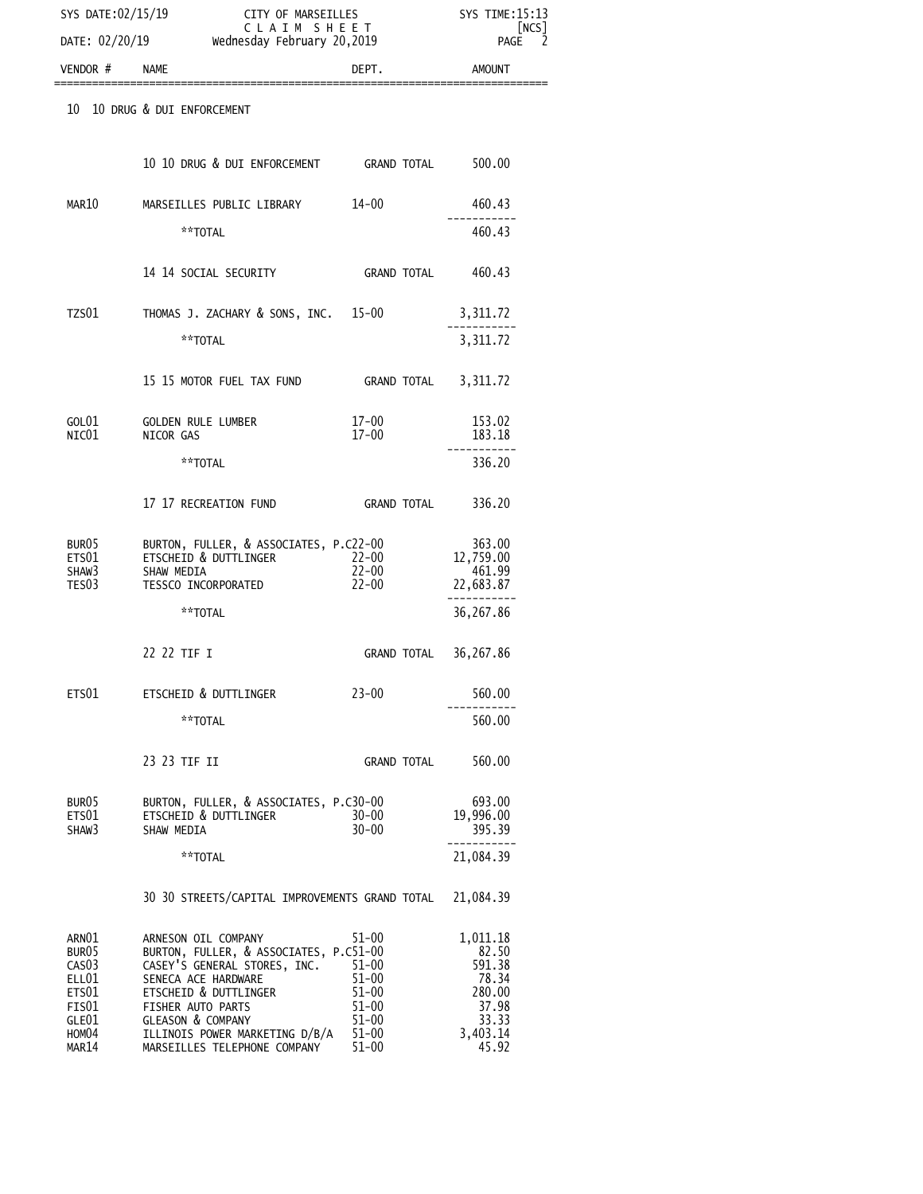CITY OF MARSEILLES

CLAIM SHEET

SYS DATE:02/15/19 SYS TIME:15:13 [NCS]

DATE: 02/20/19 Wednesday February 20,2019

| VENDOR # | NAME | DEPT. | AMOUNT |
|---|---|---|---|
| 10 | 10 DRUG & DUI ENFORCEMENT | | |
| | 10 10 DRUG & DUI ENFORCEMENT | GRAND TOTAL | 500.00 |
| MAR10 | MARSEILLES PUBLIC LIBRARY | 14-00 | 460.43 |
| | **TOTAL | | 460.43 |
| | 14 14 SOCIAL SECURITY | GRAND TOTAL | 460.43 |
| TZS01 | THOMAS J. ZACHARY & SONS, INC. | 15-00 | 3,311.72 |
| | **TOTAL | | 3,311.72 |
| | 15 15 MOTOR FUEL TAX FUND | GRAND TOTAL | 3,311.72 |
| GOL01 | GOLDEN RULE LUMBER | 17-00 | 153.02 |
| NIC01 | NICOR GAS | 17-00 | 183.18 |
| | **TOTAL | | 336.20 |
| | 17 17 RECREATION FUND | GRAND TOTAL | 336.20 |
| BUR05 | BURTON, FULLER, & ASSOCIATES, P.C | 22-00 | 363.00 |
| ETS01 | ETSCHEID & DUTTLINGER | 22-00 | 12,759.00 |
| SHAW3 | SHAW MEDIA | 22-00 | 461.99 |
| TES03 | TESSCO INCORPORATED | 22-00 | 22,683.87 |
| | **TOTAL | | 36,267.86 |
| | 22 22 TIF I | GRAND TOTAL | 36,267.86 |
| ETS01 | ETSCHEID & DUTTLINGER | 23-00 | 560.00 |
| | **TOTAL | | 560.00 |
| | 23 23 TIF II | GRAND TOTAL | 560.00 |
| BUR05 | BURTON, FULLER, & ASSOCIATES, P.C | 30-00 | 693.00 |
| ETS01 | ETSCHEID & DUTTLINGER | 30-00 | 19,996.00 |
| SHAW3 | SHAW MEDIA | 30-00 | 395.39 |
| | **TOTAL | | 21,084.39 |
| | 30 30 STREETS/CAPITAL IMPROVEMENTS | GRAND TOTAL | 21,084.39 |
| ARN01 | ARNESON OIL COMPANY | 51-00 | 1,011.18 |
| BUR05 | BURTON, FULLER, & ASSOCIATES, P.C | 51-00 | 82.50 |
| CAS03 | CASEY'S GENERAL STORES, INC. | 51-00 | 591.38 |
| ELL01 | SENECA ACE HARDWARE | 51-00 | 78.34 |
| ETS01 | ETSCHEID & DUTTLINGER | 51-00 | 280.00 |
| FIS01 | FISHER AUTO PARTS | 51-00 | 37.98 |
| GLE01 | GLEASON & COMPANY | 51-00 | 33.33 |
| HOM04 | ILLINOIS POWER MARKETING D/B/A | 51-00 | 3,403.14 |
| MAR14 | MARSEILLES TELEPHONE COMPANY | 51-00 | 45.92 |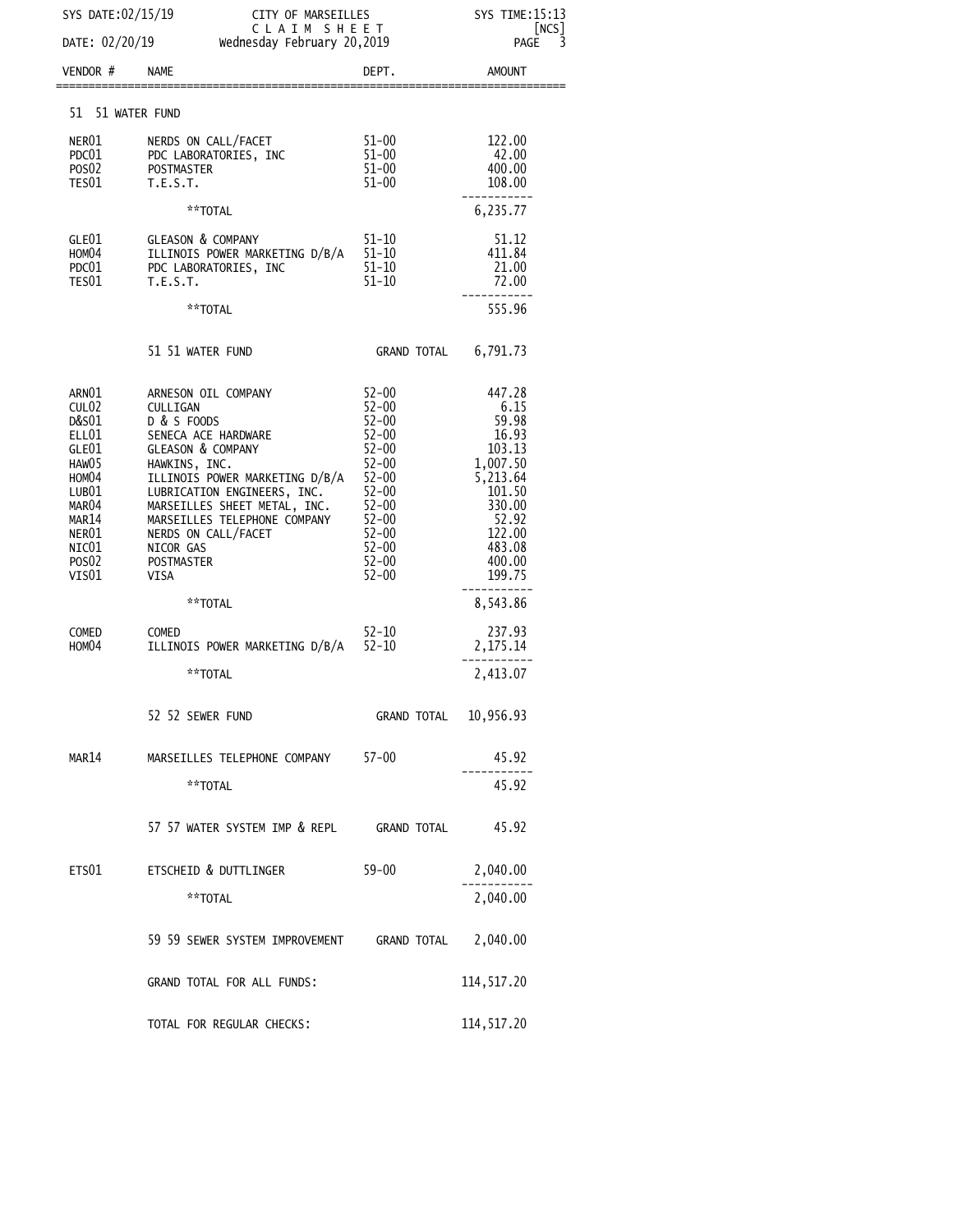SYS DATE:02/15/19 | CITY OF MARSEILLES | SYS TIME:15:13

CLAIM SHEET | [NCS]

DATE: 02/20/19 | Wednesday February 20,2019

| VENDOR # | NAME | DEPT. | AMOUNT |
|---|---|---|---|
| 51 51 WATER FUND | | | |
| NER01 | NERDS ON CALL/FACET | 51-00 | 122.00 |
| PDC01 | PDC LABORATORIES, INC | 51-00 | 42.00 |
| POS02 | POSTMASTER | 51-00 | 400.00 |
| TES01 | T.E.S.T. | 51-00 | 108.00 |
| | **TOTAL | | 6,235.77 |
| GLE01 | GLEASON & COMPANY | 51-10 | 51.12 |
| HOM04 | ILLINOIS POWER MARKETING D/B/A | 51-10 | 411.84 |
| PDC01 | PDC LABORATORIES, INC | 51-10 | 21.00 |
| TES01 | T.E.S.T. | 51-10 | 72.00 |
| | **TOTAL | | 555.96 |
| | 51 51 WATER FUND | GRAND TOTAL | 6,791.73 |
| ARN01 | ARNESON OIL COMPANY | 52-00 | 447.28 |
| CUL02 | CULLIGAN | 52-00 | 6.15 |
| D&S01 | D & S FOODS | 52-00 | 59.98 |
| ELL01 | SENECA ACE HARDWARE | 52-00 | 16.93 |
| GLE01 | GLEASON & COMPANY | 52-00 | 103.13 |
| HAW05 | HAWKINS, INC. | 52-00 | 1,007.50 |
| HOM04 | ILLINOIS POWER MARKETING D/B/A | 52-00 | 5,213.64 |
| LUB01 | LUBRICATION ENGINEERS, INC. | 52-00 | 101.50 |
| MAR04 | MARSEILLES SHEET METAL, INC. | 52-00 | 330.00 |
| MAR14 | MARSEILLES TELEPHONE COMPANY | 52-00 | 52.92 |
| NER01 | NERDS ON CALL/FACET | 52-00 | 122.00 |
| NIC01 | NICOR GAS | 52-00 | 483.08 |
| POS02 | POSTMASTER | 52-00 | 400.00 |
| VIS01 | VISA | 52-00 | 199.75 |
| | **TOTAL | | 8,543.86 |
| COMED | COMED | 52-10 | 237.93 |
| HOM04 | ILLINOIS POWER MARKETING D/B/A | 52-10 | 2,175.14 |
| | **TOTAL | | 2,413.07 |
| | 52 52 SEWER FUND | GRAND TOTAL | 10,956.93 |
| MAR14 | MARSEILLES TELEPHONE COMPANY | 57-00 | 45.92 |
| | **TOTAL | | 45.92 |
| | 57 57 WATER SYSTEM IMP & REPL | GRAND TOTAL | 45.92 |
| ETS01 | ETSCHEID & DUTTLINGER | 59-00 | 2,040.00 |
| | **TOTAL | | 2,040.00 |
| | 59 59 SEWER SYSTEM IMPROVEMENT | GRAND TOTAL | 2,040.00 |
| | GRAND TOTAL FOR ALL FUNDS: | | 114,517.20 |
| | TOTAL FOR REGULAR CHECKS: | | 114,517.20 |